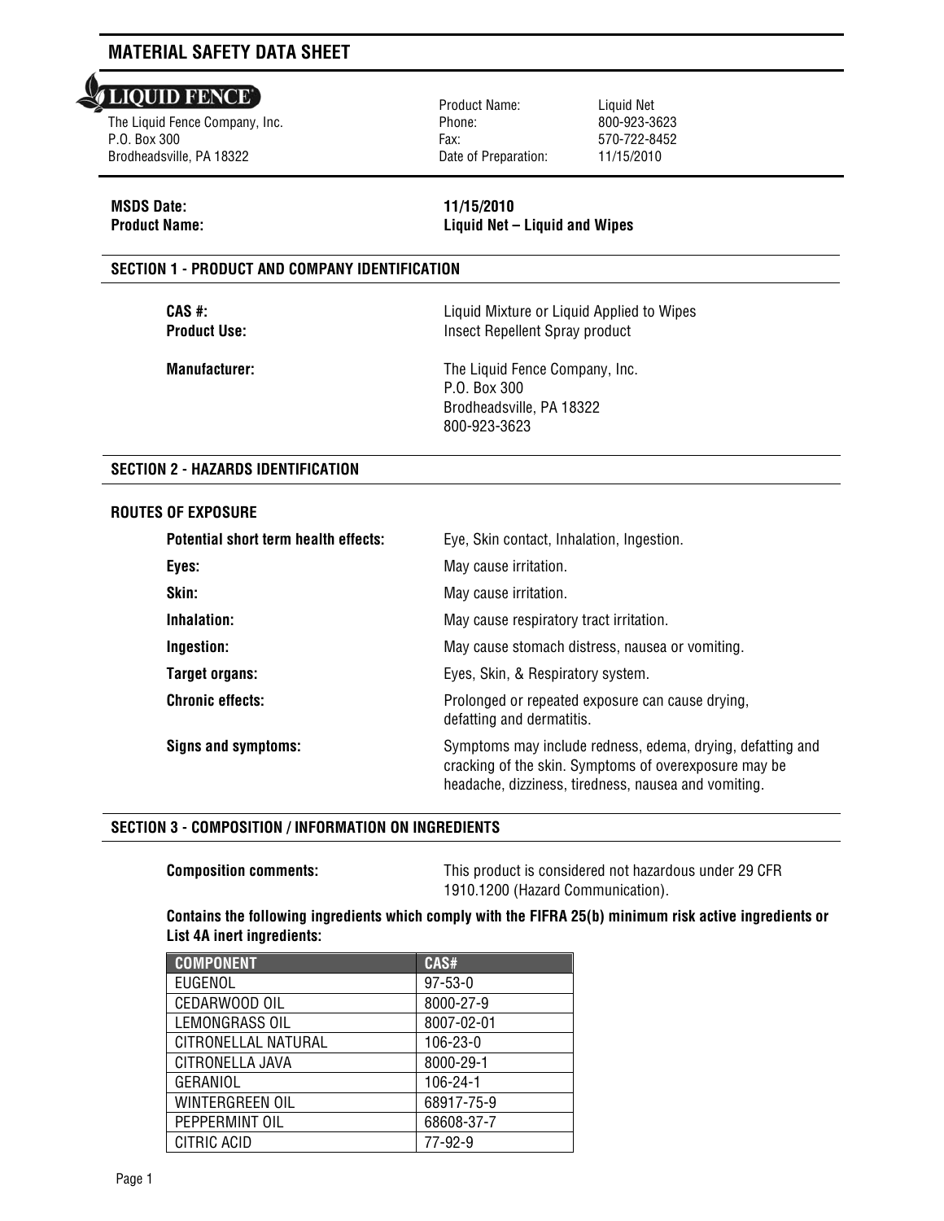# MATERIAL SAFETY DATA SHEET

LIQUID FENCE®

The Liquid Fence Company, Inc.
P.O. Box 300
Brodheadsville, PA 18322

| | |
|---|---|
| Product Name: | Liquid Net |
| Phone: | 800-923-3623 |
| Fax: | 570-722-8452 |
| Date of Preparation: | 11/15/2010 |

**MSDS Date:** **11/15/2010**
**Product Name:** **Liquid Net – Liquid and Wipes**

## SECTION 1 - PRODUCT AND COMPANY IDENTIFICATION

**CAS #:** Liquid Mixture or Liquid Applied to Wipes
**Product Use:** Insect Repellent Spray product

**Manufacturer:** The Liquid Fence Company, Inc.
P.O. Box 300
Brodheadsville, PA 18322
800-923-3623

## SECTION 2 - HAZARDS IDENTIFICATION

### ROUTES OF EXPOSURE

**Potential short term health effects:** Eye, Skin contact, Inhalation, Ingestion.

**Eyes:** May cause irritation.

**Skin:** May cause irritation.

**Inhalation:** May cause respiratory tract irritation.

**Ingestion:** May cause stomach distress, nausea or vomiting.

**Target organs:** Eyes, Skin, & Respiratory system.

**Chronic effects:** Prolonged or repeated exposure can cause drying, defatting and dermatitis.

**Signs and symptoms:** Symptoms may include redness, edema, drying, defatting and cracking of the skin. Symptoms of overexposure may be headache, dizziness, tiredness, nausea and vomiting.

## SECTION 3 - COMPOSITION / INFORMATION ON INGREDIENTS

**Composition comments:** This product is considered not hazardous under 29 CFR 1910.1200 (Hazard Communication).

**Contains the following ingredients which comply with the FIFRA 25(b) minimum risk active ingredients or List 4A inert ingredients:**

| COMPONENT | CAS# |
|---|---|
| EUGENOL | 97-53-0 |
| CEDARWOOD OIL | 8000-27-9 |
| LEMONGRASS OIL | 8007-02-01 |
| CITRONELLAL NATURAL | 106-23-0 |
| CITRONELLA JAVA | 8000-29-1 |
| GERANIOL | 106-24-1 |
| WINTERGREEN OIL | 68917-75-9 |
| PEPPERMINT OIL | 68608-37-7 |
| CITRIC ACID | 77-92-9 |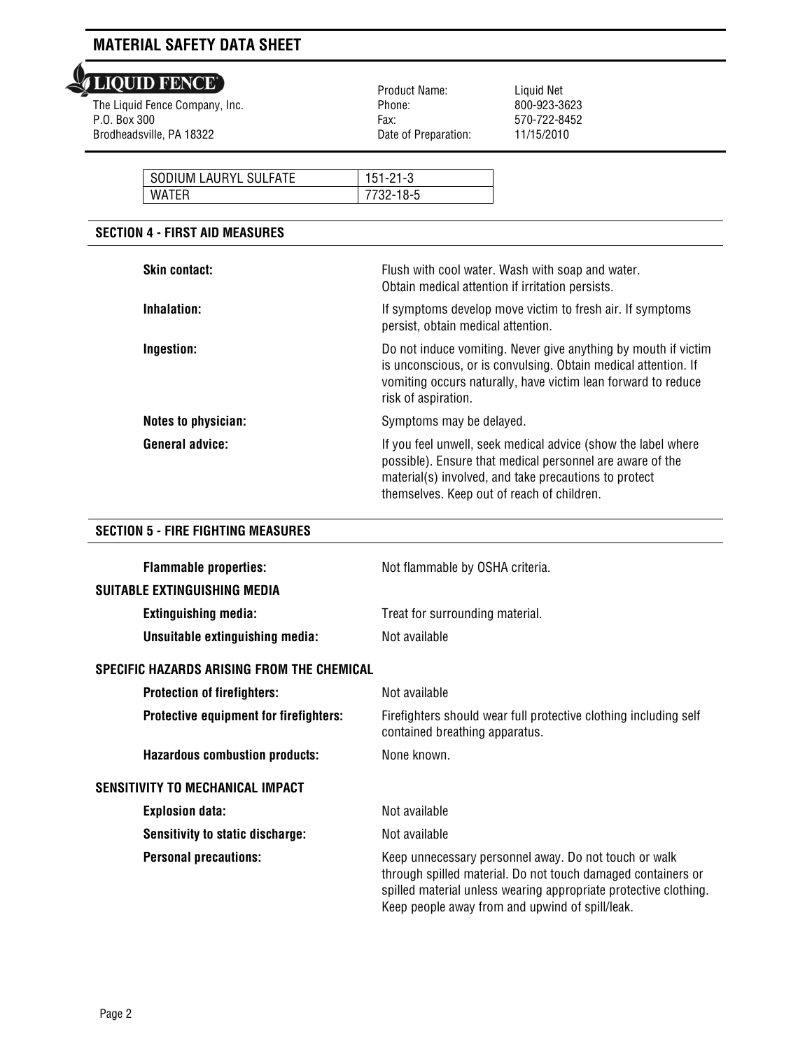| SODIUM LAURYL SULFATE | 151-21-3 |
| --- | --- |
| WATER | 7732-18-5 |

## SECTION 4 - FIRST AID MEASURES

**Skin contact:** Flush with cool water. Wash with soap and water. Obtain medical attention if irritation persists.

**Inhalation:** If symptoms develop move victim to fresh air. If symptoms persist, obtain medical attention.

**Ingestion:** Do not induce vomiting. Never give anything by mouth if victim is unconscious, or is convulsing. Obtain medical attention. If vomiting occurs naturally, have victim lean forward to reduce risk of aspiration.

**Notes to physician:** Symptoms may be delayed.

**General advice:** If you feel unwell, seek medical advice (show the label where possible). Ensure that medical personnel are aware of the material(s) involved, and take precautions to protect themselves. Keep out of reach of children.

## SECTION 5 - FIRE FIGHTING MEASURES

**Flammable properties:** Not flammable by OSHA criteria.

### SUITABLE EXTINGUISHING MEDIA

**Extinguishing media:** Treat for surrounding material.

**Unsuitable extinguishing media:** Not available

### SPECIFIC HAZARDS ARISING FROM THE CHEMICAL

**Protection of firefighters:** Not available

**Protective equipment for firefighters:** Firefighters should wear full protective clothing including self contained breathing apparatus.

**Hazardous combustion products:** None known.

### SENSITIVITY TO MECHANICAL IMPACT

**Explosion data:** Not available

**Sensitivity to static discharge:** Not available

**Personal precautions:** Keep unnecessary personnel away. Do not touch or walk through spilled material. Do not touch damaged containers or spilled material unless wearing appropriate protective clothing. Keep people away from and upwind of spill/leak.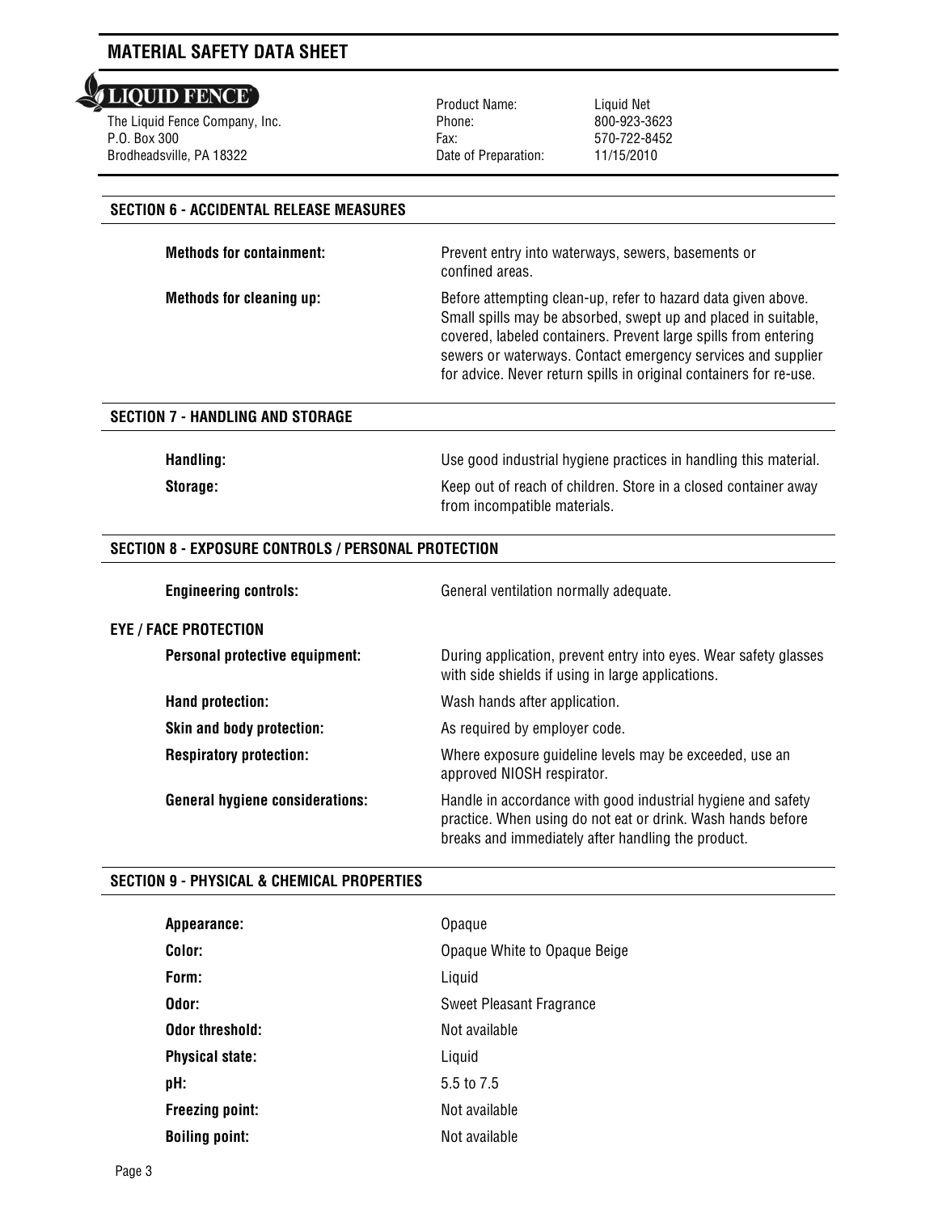## SECTION 6 - ACCIDENTAL RELEASE MEASURES

| | |
|---|---|
| **Methods for containment:** | Prevent entry into waterways, sewers, basements or confined areas. |
| **Methods for cleaning up:** | Before attempting clean-up, refer to hazard data given above. Small spills may be absorbed, swept up and placed in suitable, covered, labeled containers. Prevent large spills from entering sewers or waterways. Contact emergency services and supplier for advice. Never return spills in original containers for re-use. |

## SECTION 7 - HANDLING AND STORAGE

| | |
|---|---|
| **Handling:** | Use good industrial hygiene practices in handling this material. |
| **Storage:** | Keep out of reach of children. Store in a closed container away from incompatible materials. |

## SECTION 8 - EXPOSURE CONTROLS / PERSONAL PROTECTION

| | |
|---|---|
| **Engineering controls:** | General ventilation normally adequate. |

**EYE / FACE PROTECTION**

| | |
|---|---|
| **Personal protective equipment:** | During application, prevent entry into eyes. Wear safety glasses with side shields if using in large applications. |
| **Hand protection:** | Wash hands after application. |
| **Skin and body protection:** | As required by employer code. |
| **Respiratory protection:** | Where exposure guideline levels may be exceeded, use an approved NIOSH respirator. |
| **General hygiene considerations:** | Handle in accordance with good industrial hygiene and safety practice. When using do not eat or drink. Wash hands before breaks and immediately after handling the product. |

## SECTION 9 - PHYSICAL & CHEMICAL PROPERTIES

| | |
|---|---|
| **Appearance:** | Opaque |
| **Color:** | Opaque White to Opaque Beige |
| **Form:** | Liquid |
| **Odor:** | Sweet Pleasant Fragrance |
| **Odor threshold:** | Not available |
| **Physical state:** | Liquid |
| **pH:** | 5.5 to 7.5 |
| **Freezing point:** | Not available |
| **Boiling point:** | Not available |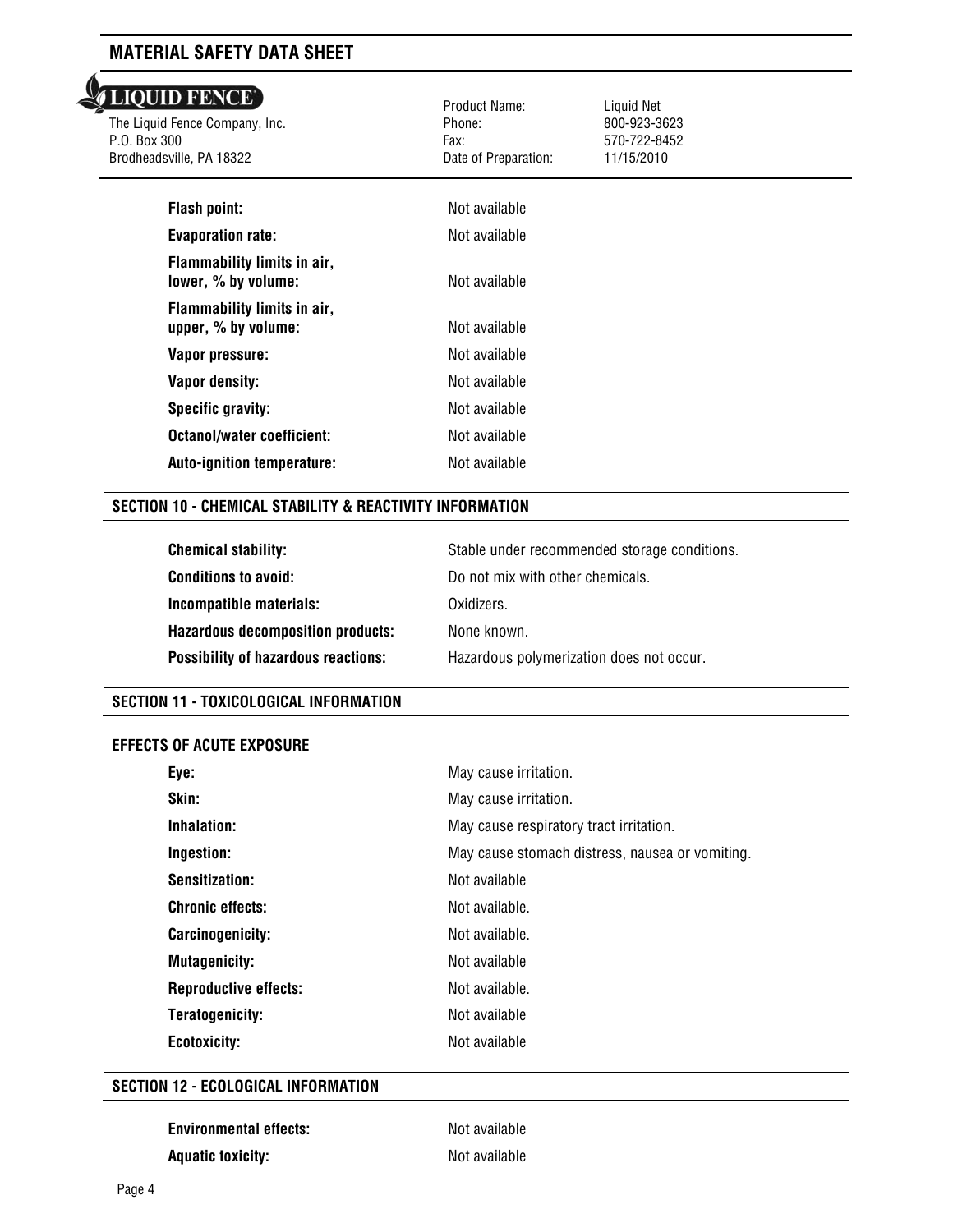| | |
|---|---|
| **Flash point:** | Not available |
| **Evaporation rate:** | Not available |
| **Flammability limits in air, lower, % by volume:** | Not available |
| **Flammability limits in air, upper, % by volume:** | Not available |
| **Vapor pressure:** | Not available |
| **Vapor density:** | Not available |
| **Specific gravity:** | Not available |
| **Octanol/water coefficient:** | Not available |
| **Auto-ignition temperature:** | Not available |

## SECTION 10 - CHEMICAL STABILITY & REACTIVITY INFORMATION

| | |
|---|---|
| **Chemical stability:** | Stable under recommended storage conditions. |
| **Conditions to avoid:** | Do not mix with other chemicals. |
| **Incompatible materials:** | Oxidizers. |
| **Hazardous decomposition products:** | None known. |
| **Possibility of hazardous reactions:** | Hazardous polymerization does not occur. |

## SECTION 11 - TOXICOLOGICAL INFORMATION

### EFFECTS OF ACUTE EXPOSURE

| | |
|---|---|
| **Eye:** | May cause irritation. |
| **Skin:** | May cause irritation. |
| **Inhalation:** | May cause respiratory tract irritation. |
| **Ingestion:** | May cause stomach distress, nausea or vomiting. |
| **Sensitization:** | Not available |
| **Chronic effects:** | Not available. |
| **Carcinogenicity:** | Not available. |
| **Mutagenicity:** | Not available |
| **Reproductive effects:** | Not available. |
| **Teratogenicity:** | Not available |
| **Ecotoxicity:** | Not available |

## SECTION 12 - ECOLOGICAL INFORMATION

| | |
|---|---|
| **Environmental effects:** | Not available |
| **Aquatic toxicity:** | Not available |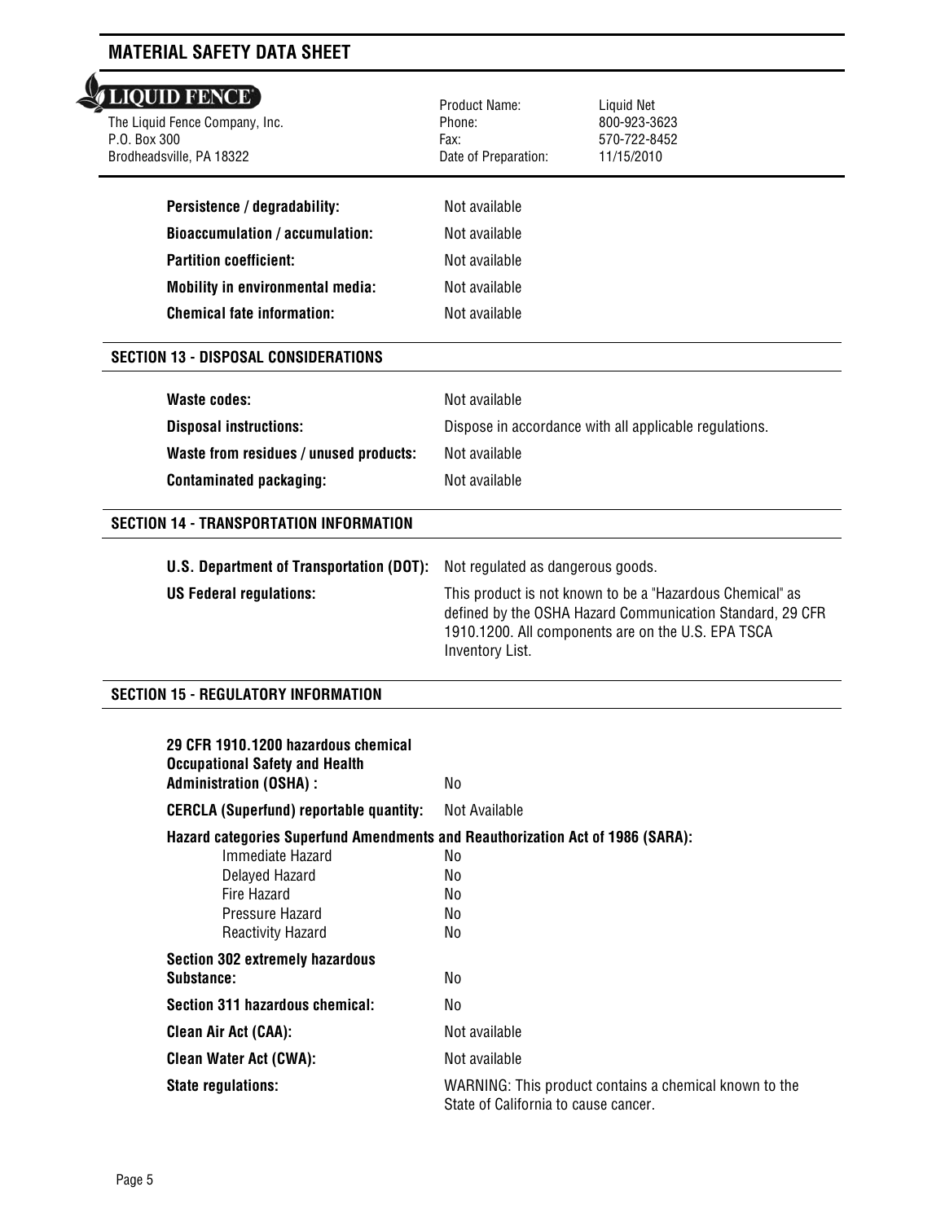| | |
|---|---|
| **Persistence / degradability:** | Not available |
| **Bioaccumulation / accumulation:** | Not available |
| **Partition coefficient:** | Not available |
| **Mobility in environmental media:** | Not available |
| **Chemical fate information:** | Not available |

## SECTION 13 - DISPOSAL CONSIDERATIONS

| | |
|---|---|
| **Waste codes:** | Not available |
| **Disposal instructions:** | Dispose in accordance with all applicable regulations. |
| **Waste from residues / unused products:** | Not available |
| **Contaminated packaging:** | Not available |

## SECTION 14 - TRANSPORTATION INFORMATION

| | |
|---|---|
| **U.S. Department of Transportation (DOT):** | Not regulated as dangerous goods. |
| **US Federal regulations:** | This product is not known to be a "Hazardous Chemical" as defined by the OSHA Hazard Communication Standard, 29 CFR 1910.1200. All components are on the U.S. EPA TSCA Inventory List. |

## SECTION 15 - REGULATORY INFORMATION

| | |
|---|---|
| **29 CFR 1910.1200 hazardous chemical Occupational Safety and Health Administration (OSHA) :** | No |
| **CERCLA (Superfund) reportable quantity:** | Not Available |

**Hazard categories Superfund Amendments and Reauthorization Act of 1986 (SARA):**

| | |
|---|---|
| Immediate Hazard | No |
| Delayed Hazard | No |
| Fire Hazard | No |
| Pressure Hazard | No |
| Reactivity Hazard | No |

| | |
|---|---|
| **Section 302 extremely hazardous Substance:** | No |
| **Section 311 hazardous chemical:** | No |
| **Clean Air Act (CAA):** | Not available |
| **Clean Water Act (CWA):** | Not available |
| **State regulations:** | WARNING: This product contains a chemical known to the State of California to cause cancer. |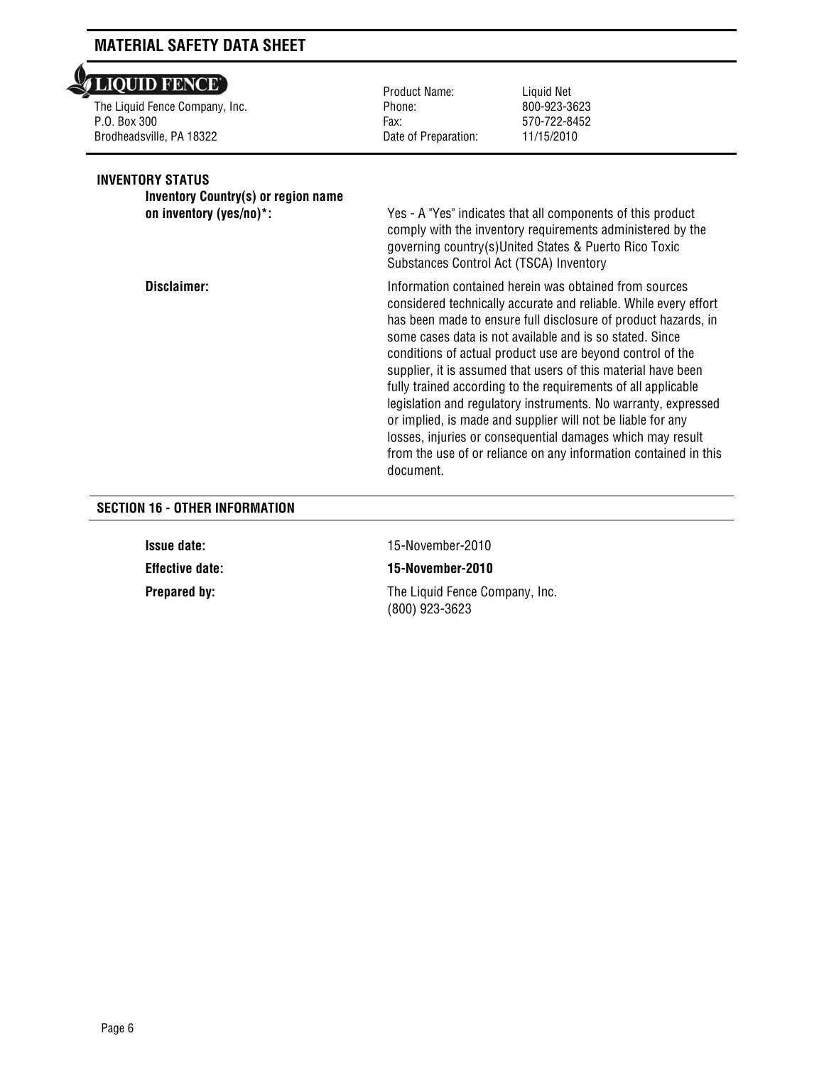## INVENTORY STATUS

**Inventory Country(s) or region name on inventory (yes/no)*:** Yes - A "Yes" indicates that all components of this product comply with the inventory requirements administered by the governing country(s)United States & Puerto Rico Toxic Substances Control Act (TSCA) Inventory

**Disclaimer:** Information contained herein was obtained from sources considered technically accurate and reliable. While every effort has been made to ensure full disclosure of product hazards, in some cases data is not available and is so stated. Since conditions of actual product use are beyond control of the supplier, it is assumed that users of this material have been fully trained according to the requirements of all applicable legislation and regulatory instruments. No warranty, expressed or implied, is made and supplier will not be liable for any losses, injuries or consequential damages which may result from the use of or reliance on any information contained in this document.

## SECTION 16 - OTHER INFORMATION

**Issue date:** 15-November-2010

**Effective date:** **15-November-2010**

**Prepared by:** The Liquid Fence Company, Inc.
(800) 923-3623